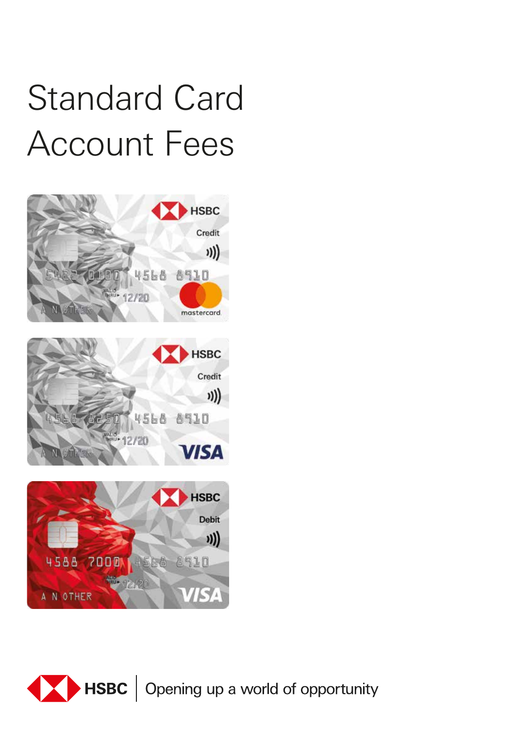# Standard Card Account Fees

HSBC | Opening up a world of opportunity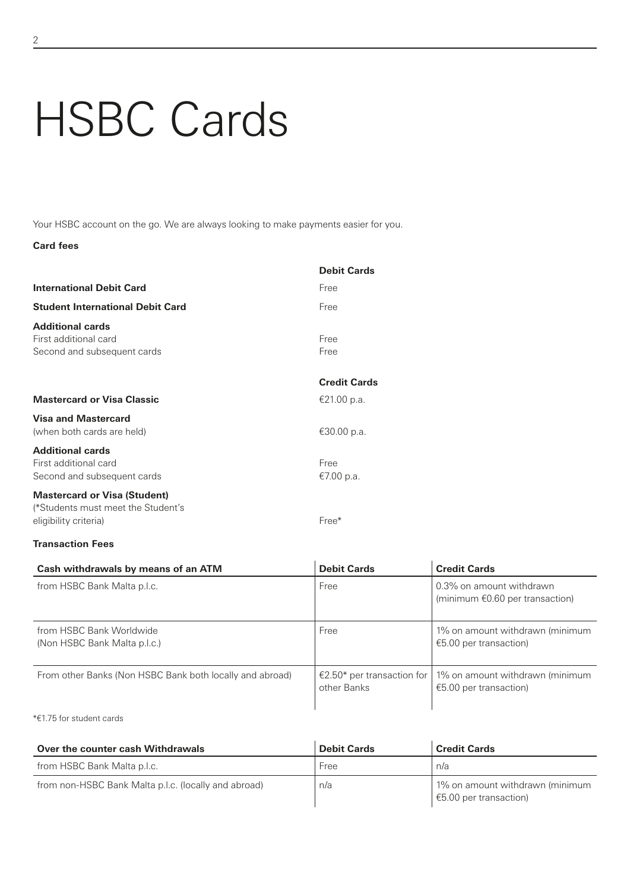# HSBC Cards

Your HSBC account on the go. We are always looking to make payments easier for you.

**Card fees**

| | Debit Cards |
|---|---|
| **International Debit Card** | Free |
| **Student International Debit Card** | Free |
| **Additional cards** | |
| First additional card | Free |
| Second and subsequent cards | Free |

| | Credit Cards |
|---|---|
| **Mastercard or Visa Classic** | €21.00 p.a. |
| **Visa and Mastercard** (when both cards are held) | €30.00 p.a. |
| **Additional cards** | |
| First additional card | Free |
| Second and subsequent cards | €7.00 p.a. |
| **Mastercard or Visa (Student)** (*Students must meet the Student's eligibility criteria) | Free* |

**Transaction Fees**

| Cash withdrawals by means of an ATM | Debit Cards | Credit Cards |
|---|---|---|
| from HSBC Bank Malta p.l.c. | Free | 0.3% on amount withdrawn (minimum €0.60 per transaction) |
| from HSBC Bank Worldwide (Non HSBC Bank Malta p.l.c.) | Free | 1% on amount withdrawn (minimum €5.00 per transaction) |
| From other Banks (Non HSBC Bank both locally and abroad) | €2.50* per transaction for other Banks | 1% on amount withdrawn (minimum €5.00 per transaction) |

*€1.75 for student cards

| Over the counter cash Withdrawals | Debit Cards | Credit Cards |
|---|---|---|
| from HSBC Bank Malta p.l.c. | Free | n/a |
| from non-HSBC Bank Malta p.l.c. (locally and abroad) | n/a | 1% on amount withdrawn (minimum €5.00 per transaction) |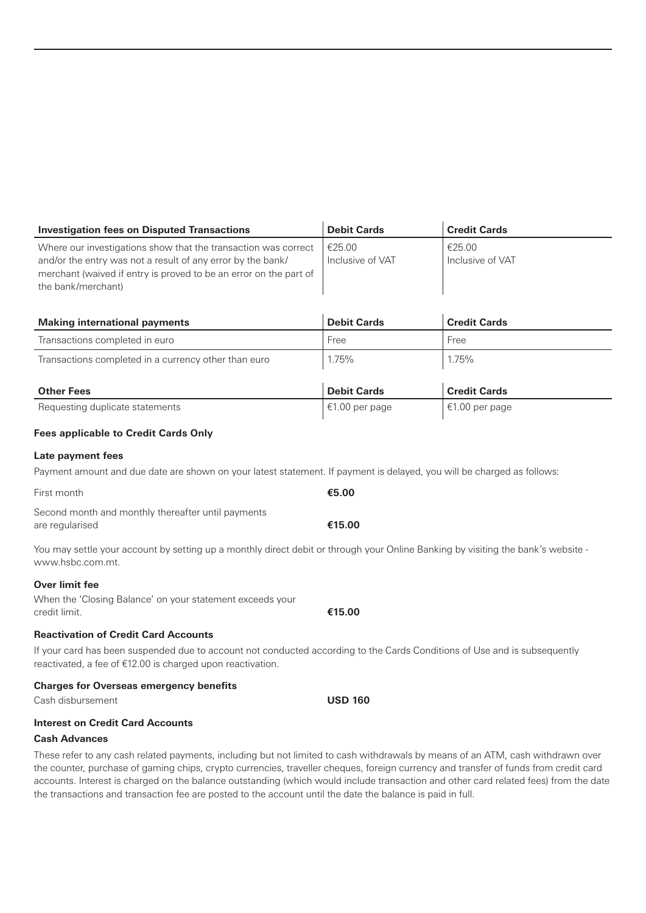| Investigation fees on Disputed Transactions | Debit Cards | Credit Cards |
|---|---|---|
| Where our investigations show that the transaction was correct and/or the entry was not a result of any error by the bank/merchant (waived if entry is proved to be an error on the part of the bank/merchant) | €25.00 Inclusive of VAT | €25.00 Inclusive of VAT |

| Making international payments | Debit Cards | Credit Cards |
|---|---|---|
| Transactions completed in euro | Free | Free |
| Transactions completed in a currency other than euro | 1.75% | 1.75% |

| Other Fees | Debit Cards | Credit Cards |
|---|---|---|
| Requesting duplicate statements | €1.00 per page | €1.00 per page |

**Fees applicable to Credit Cards Only**

**Late payment fees**

Payment amount and due date are shown on your latest statement. If payment is delayed, you will be charged as follows:

| | |
|---|---|
| First month | **€5.00** |
| Second month and monthly thereafter until payments are regularised | **€15.00** |

You may settle your account by setting up a monthly direct debit or through your Online Banking by visiting the bank's website - www.hsbc.com.mt.

**Over limit fee**

| | |
|---|---|
| When the 'Closing Balance' on your statement exceeds your credit limit. | **€15.00** |

**Reactivation of Credit Card Accounts**

If your card has been suspended due to account not conducted according to the Cards Conditions of Use and is subsequently reactivated, a fee of €12.00 is charged upon reactivation.

**Charges for Overseas emergency benefits**

| | |
|---|---|
| Cash disbursement | **USD 160** |

**Interest on Credit Card Accounts**

**Cash Advances**

These refer to any cash related payments, including but not limited to cash withdrawals by means of an ATM, cash withdrawn over the counter, purchase of gaming chips, crypto currencies, traveller cheques, foreign currency and transfer of funds from credit card accounts. Interest is charged on the balance outstanding (which would include transaction and other card related fees) from the date the transactions and transaction fee are posted to the account until the date the balance is paid in full.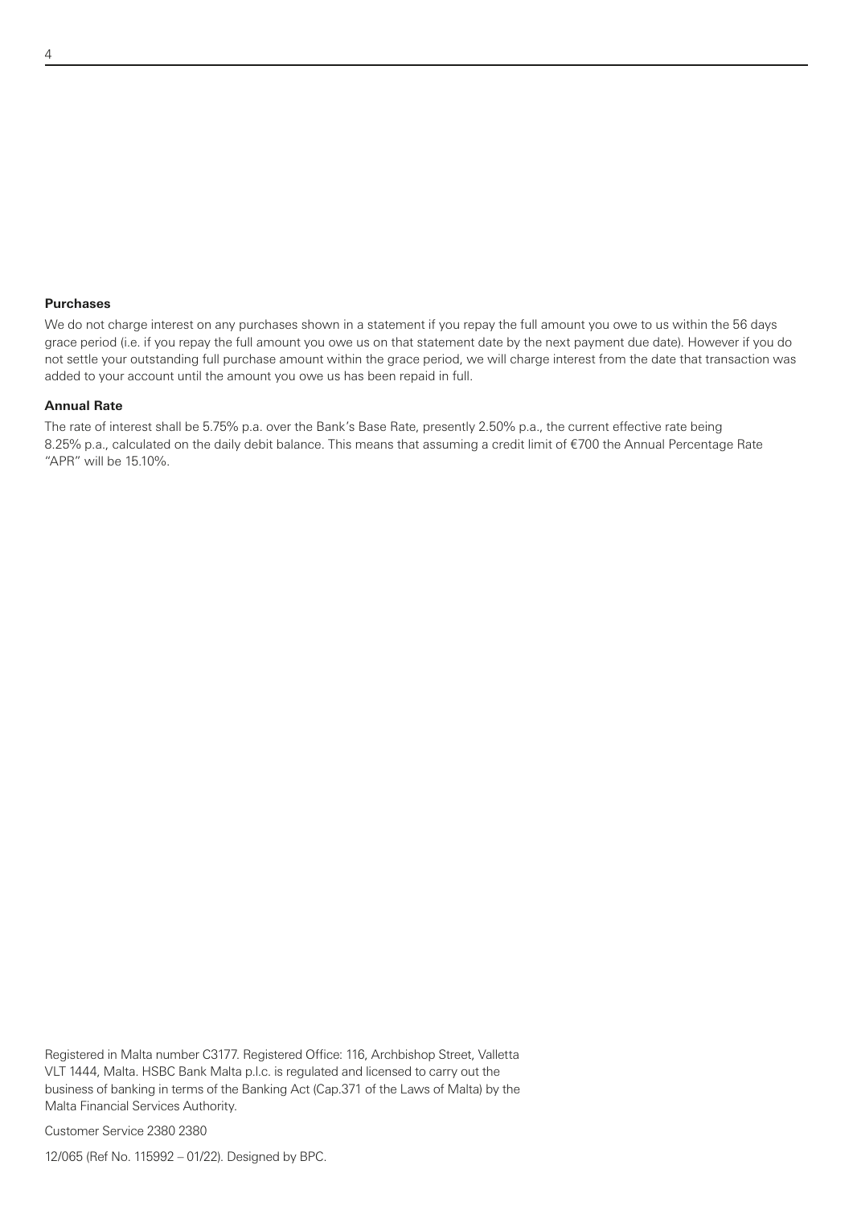**Purchases**

We do not charge interest on any purchases shown in a statement if you repay the full amount you owe to us within the 56 days grace period (i.e. if you repay the full amount you owe us on that statement date by the next payment due date). However if you do not settle your outstanding full purchase amount within the grace period, we will charge interest from the date that transaction was added to your account until the amount you owe us has been repaid in full.

**Annual Rate**

The rate of interest shall be 5.75% p.a. over the Bank's Base Rate, presently 2.50% p.a., the current effective rate being 8.25% p.a., calculated on the daily debit balance. This means that assuming a credit limit of €700 the Annual Percentage Rate "APR" will be 15.10%.

Registered in Malta number C3177. Registered Office: 116, Archbishop Street, Valletta VLT 1444, Malta. HSBC Bank Malta p.l.c. is regulated and licensed to carry out the business of banking in terms of the Banking Act (Cap.371 of the Laws of Malta) by the Malta Financial Services Authority.

Customer Service 2380 2380

12/065 (Ref No. 115992 – 01/22). Designed by BPC.